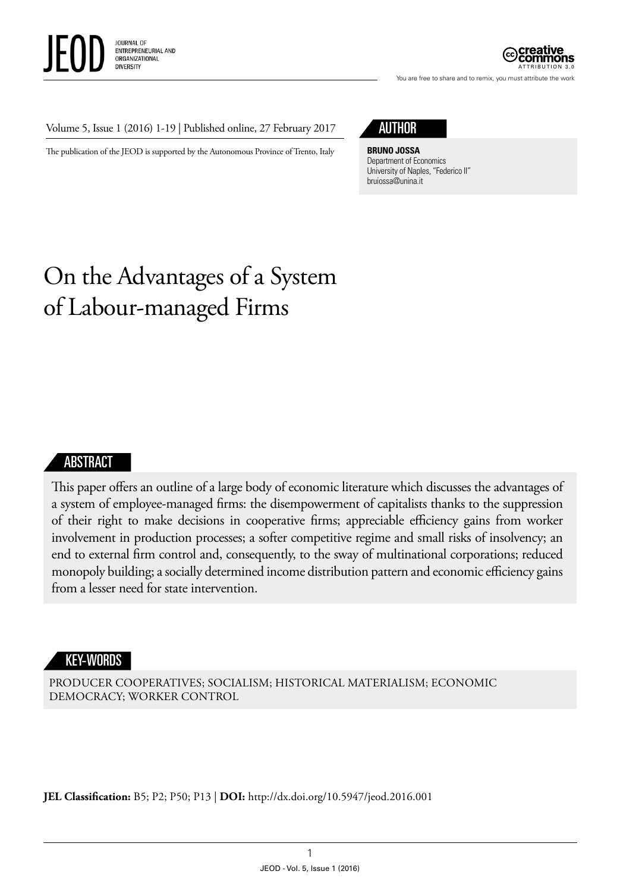The publication of the JEOD is supported by the Autonomous Province of Trento, Italy

## AUTHOR

**BRUNO JOSSA**
Department of Economics
University of Naples, "Federico II"
bruiossa@unina.it

# On the Advantages of a System of Labour-managed Firms

## ABSTRACT

This paper offers an outline of a large body of economic literature which discusses the advantages of a system of employee-managed firms: the disempowerment of capitalists thanks to the suppression of their right to make decisions in cooperative firms; appreciable efficiency gains from worker involvement in production processes; a softer competitive regime and small risks of insolvency; an end to external firm control and, consequently, to the sway of multinational corporations; reduced monopoly building; a socially determined income distribution pattern and economic efficiency gains from a lesser need for state intervention.

## KEY-WORDS

PRODUCER COOPERATIVES; SOCIALISM; HISTORICAL MATERIALISM; ECONOMIC DEMOCRACY; WORKER CONTROL

**JEL Classification:** B5; P2; P50; P13 | **DOI:** http://dx.doi.org/10.5947/jeod.2016.001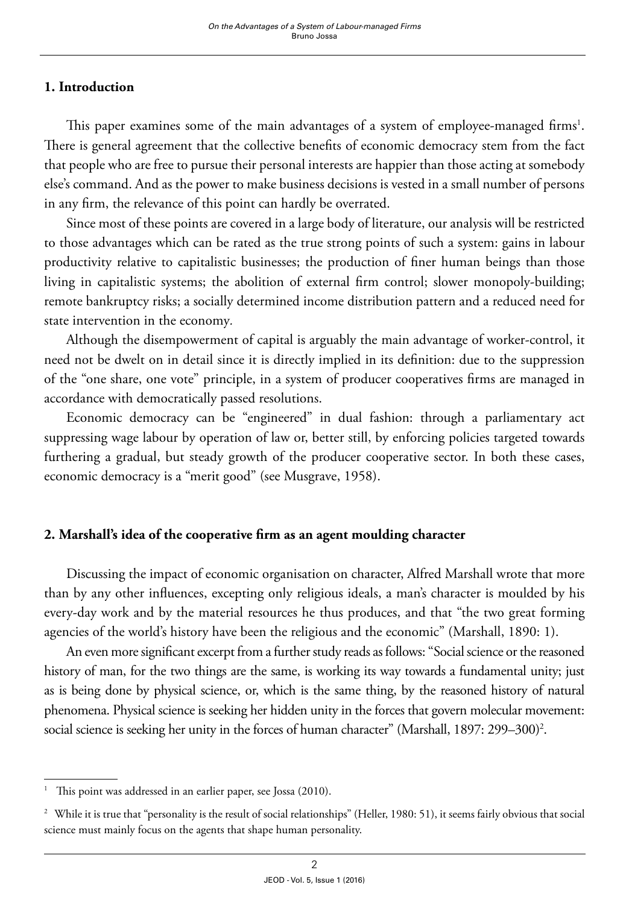## 1. Introduction

This paper examines some of the main advantages of a system of employee-managed firms[1]. There is general agreement that the collective benefits of economic democracy stem from the fact that people who are free to pursue their personal interests are happier than those acting at somebody else's command. And as the power to make business decisions is vested in a small number of persons in any firm, the relevance of this point can hardly be overrated.

Since most of these points are covered in a large body of literature, our analysis will be restricted to those advantages which can be rated as the true strong points of such a system: gains in labour productivity relative to capitalistic businesses; the production of finer human beings than those living in capitalistic systems; the abolition of external firm control; slower monopoly-building; remote bankruptcy risks; a socially determined income distribution pattern and a reduced need for state intervention in the economy.

Although the disempowerment of capital is arguably the main advantage of worker-control, it need not be dwelt on in detail since it is directly implied in its definition: due to the suppression of the "one share, one vote" principle, in a system of producer cooperatives firms are managed in accordance with democratically passed resolutions.

Economic democracy can be "engineered" in dual fashion: through a parliamentary act suppressing wage labour by operation of law or, better still, by enforcing policies targeted towards furthering a gradual, but steady growth of the producer cooperative sector. In both these cases, economic democracy is a "merit good" (see Musgrave, 1958).

## 2. Marshall's idea of the cooperative firm as an agent moulding character

Discussing the impact of economic organisation on character, Alfred Marshall wrote that more than by any other influences, excepting only religious ideals, a man's character is moulded by his every-day work and by the material resources he thus produces, and that "the two great forming agencies of the world's history have been the religious and the economic" (Marshall, 1890: 1).

An even more significant excerpt from a further study reads as follows: "Social science or the reasoned history of man, for the two things are the same, is working its way towards a fundamental unity; just as is being done by physical science, or, which is the same thing, by the reasoned history of natural phenomena. Physical science is seeking her hidden unity in the forces that govern molecular movement: social science is seeking her unity in the forces of human character" (Marshall, 1897: 299–300)[2].

---

[1] This point was addressed in an earlier paper, see Jossa (2010).

[2] While it is true that "personality is the result of social relationships" (Heller, 1980: 51), it seems fairly obvious that social science must mainly focus on the agents that shape human personality.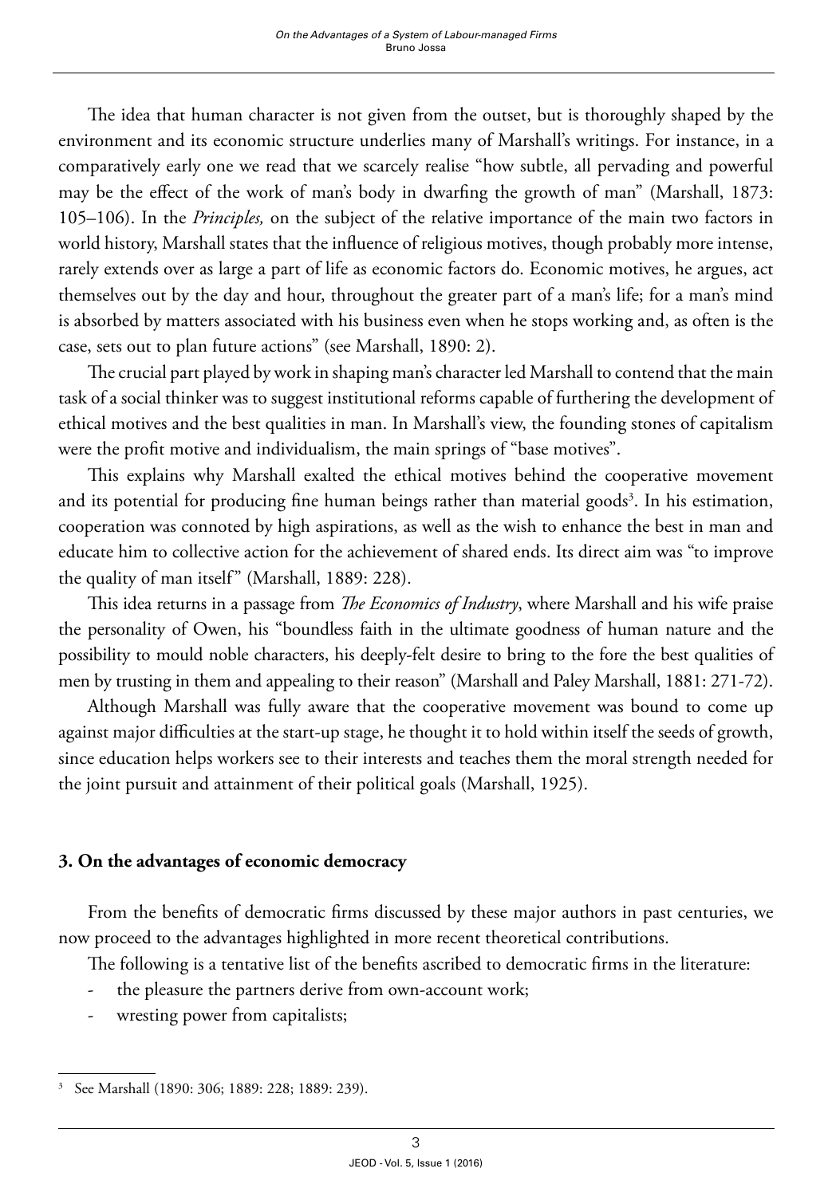The idea that human character is not given from the outset, but is thoroughly shaped by the environment and its economic structure underlies many of Marshall's writings. For instance, in a comparatively early one we read that we scarcely realise "how subtle, all pervading and powerful may be the effect of the work of man's body in dwarfing the growth of man" (Marshall, 1873: 105–106). In the *Principles,* on the subject of the relative importance of the main two factors in world history, Marshall states that the influence of religious motives, though probably more intense, rarely extends over as large a part of life as economic factors do. Economic motives, he argues, act themselves out by the day and hour, throughout the greater part of a man's life; for a man's mind is absorbed by matters associated with his business even when he stops working and, as often is the case, sets out to plan future actions" (see Marshall, 1890: 2).

The crucial part played by work in shaping man's character led Marshall to contend that the main task of a social thinker was to suggest institutional reforms capable of furthering the development of ethical motives and the best qualities in man. In Marshall's view, the founding stones of capitalism were the profit motive and individualism, the main springs of "base motives".

This explains why Marshall exalted the ethical motives behind the cooperative movement and its potential for producing fine human beings rather than material goods[3]. In his estimation, cooperation was connoted by high aspirations, as well as the wish to enhance the best in man and educate him to collective action for the achievement of shared ends. Its direct aim was "to improve the quality of man itself" (Marshall, 1889: 228).

This idea returns in a passage from *The Economics of Industry*, where Marshall and his wife praise the personality of Owen, his "boundless faith in the ultimate goodness of human nature and the possibility to mould noble characters, his deeply-felt desire to bring to the fore the best qualities of men by trusting in them and appealing to their reason" (Marshall and Paley Marshall, 1881: 271-72).

Although Marshall was fully aware that the cooperative movement was bound to come up against major difficulties at the start-up stage, he thought it to hold within itself the seeds of growth, since education helps workers see to their interests and teaches them the moral strength needed for the joint pursuit and attainment of their political goals (Marshall, 1925).

## 3. On the advantages of economic democracy

From the benefits of democratic firms discussed by these major authors in past centuries, we now proceed to the advantages highlighted in more recent theoretical contributions.

The following is a tentative list of the benefits ascribed to democratic firms in the literature:

- the pleasure the partners derive from own-account work;
- wresting power from capitalists;

[3] See Marshall (1890: 306; 1889: 228; 1889: 239).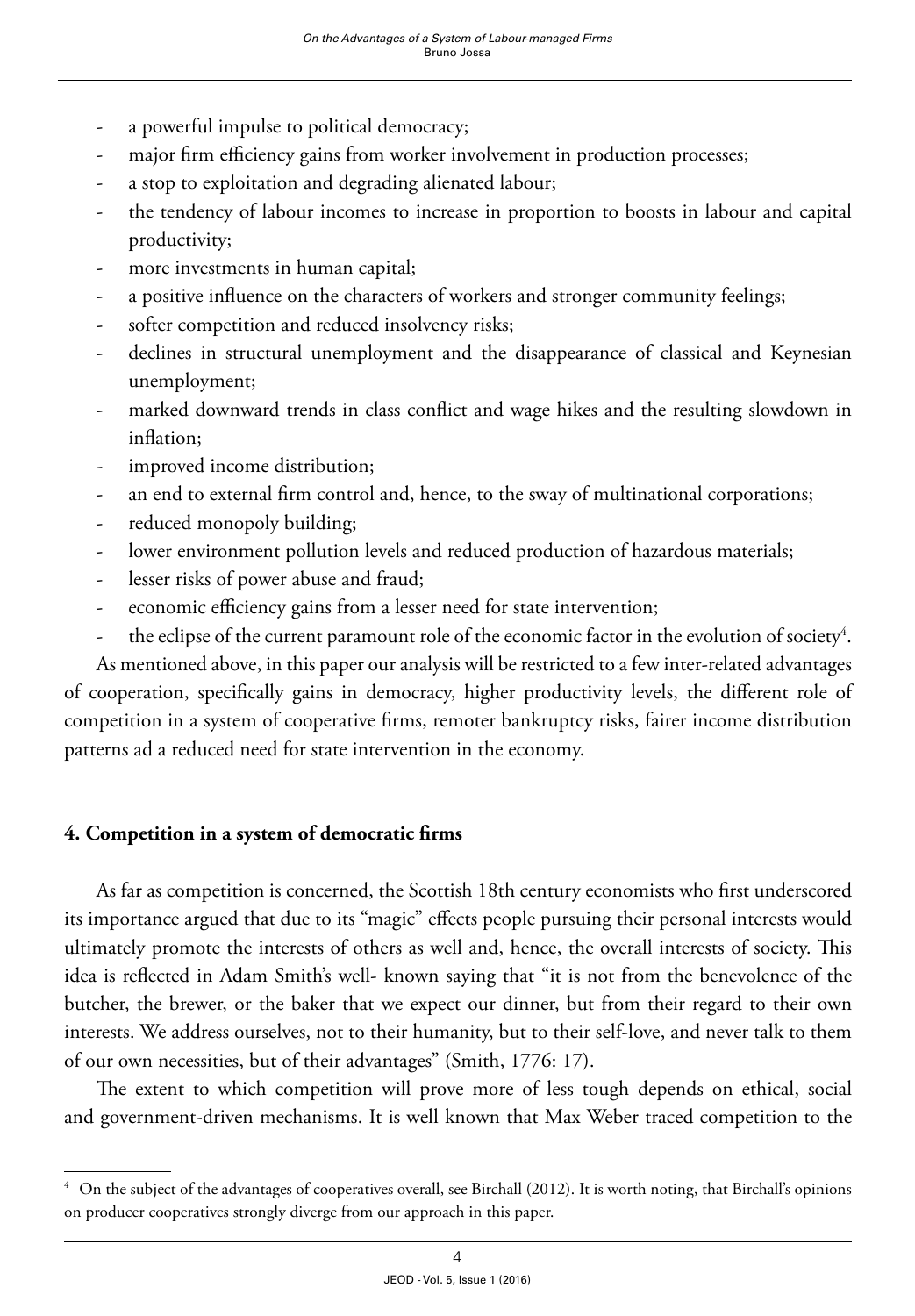- a powerful impulse to political democracy;
- major firm efficiency gains from worker involvement in production processes;
- a stop to exploitation and degrading alienated labour;
- the tendency of labour incomes to increase in proportion to boosts in labour and capital productivity;
- more investments in human capital;
- a positive influence on the characters of workers and stronger community feelings;
- softer competition and reduced insolvency risks;
- declines in structural unemployment and the disappearance of classical and Keynesian unemployment;
- marked downward trends in class conflict and wage hikes and the resulting slowdown in inflation;
- improved income distribution;
- an end to external firm control and, hence, to the sway of multinational corporations;
- reduced monopoly building;
- lower environment pollution levels and reduced production of hazardous materials;
- lesser risks of power abuse and fraud;
- economic efficiency gains from a lesser need for state intervention;
- the eclipse of the current paramount role of the economic factor in the evolution of society[4].

As mentioned above, in this paper our analysis will be restricted to a few inter-related advantages of cooperation, specifically gains in democracy, higher productivity levels, the different role of competition in a system of cooperative firms, remoter bankruptcy risks, fairer income distribution patterns ad a reduced need for state intervention in the economy.

## 4. Competition in a system of democratic firms

As far as competition is concerned, the Scottish 18th century economists who first underscored its importance argued that due to its "magic" effects people pursuing their personal interests would ultimately promote the interests of others as well and, hence, the overall interests of society. This idea is reflected in Adam Smith's well- known saying that "it is not from the benevolence of the butcher, the brewer, or the baker that we expect our dinner, but from their regard to their own interests. We address ourselves, not to their humanity, but to their self-love, and never talk to them of our own necessities, but of their advantages" (Smith, 1776: 17).

The extent to which competition will prove more of less tough depends on ethical, social and government-driven mechanisms. It is well known that Max Weber traced competition to the

[4] On the subject of the advantages of cooperatives overall, see Birchall (2012). It is worth noting, that Birchall's opinions on producer cooperatives strongly diverge from our approach in this paper.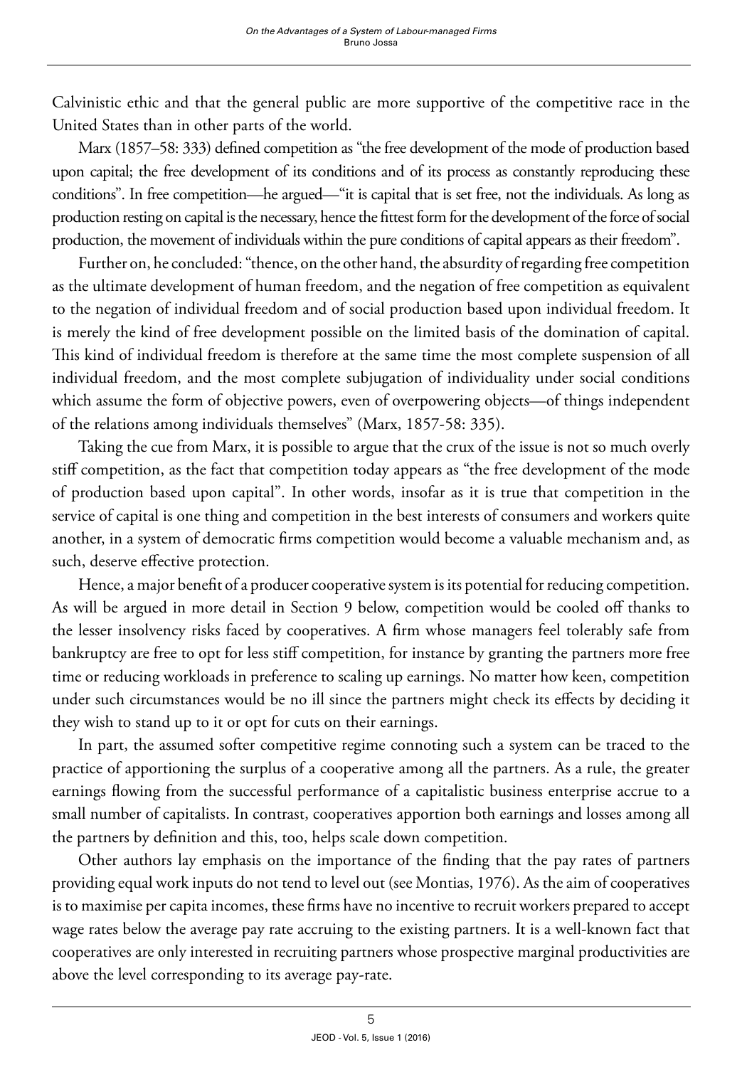Calvinistic ethic and that the general public are more supportive of the competitive race in the United States than in other parts of the world.

Marx (1857–58: 333) defined competition as "the free development of the mode of production based upon capital; the free development of its conditions and of its process as constantly reproducing these conditions". In free competition—he argued—"it is capital that is set free, not the individuals. As long as production resting on capital is the necessary, hence the fittest form for the development of the force of social production, the movement of individuals within the pure conditions of capital appears as their freedom".

Further on, he concluded: "thence, on the other hand, the absurdity of regarding free competition as the ultimate development of human freedom, and the negation of free competition as equivalent to the negation of individual freedom and of social production based upon individual freedom. It is merely the kind of free development possible on the limited basis of the domination of capital. This kind of individual freedom is therefore at the same time the most complete suspension of all individual freedom, and the most complete subjugation of individuality under social conditions which assume the form of objective powers, even of overpowering objects—of things independent of the relations among individuals themselves" (Marx, 1857-58: 335).

Taking the cue from Marx, it is possible to argue that the crux of the issue is not so much overly stiff competition, as the fact that competition today appears as "the free development of the mode of production based upon capital". In other words, insofar as it is true that competition in the service of capital is one thing and competition in the best interests of consumers and workers quite another, in a system of democratic firms competition would become a valuable mechanism and, as such, deserve effective protection.

Hence, a major benefit of a producer cooperative system is its potential for reducing competition. As will be argued in more detail in Section 9 below, competition would be cooled off thanks to the lesser insolvency risks faced by cooperatives. A firm whose managers feel tolerably safe from bankruptcy are free to opt for less stiff competition, for instance by granting the partners more free time or reducing workloads in preference to scaling up earnings. No matter how keen, competition under such circumstances would be no ill since the partners might check its effects by deciding it they wish to stand up to it or opt for cuts on their earnings.

In part, the assumed softer competitive regime connoting such a system can be traced to the practice of apportioning the surplus of a cooperative among all the partners. As a rule, the greater earnings flowing from the successful performance of a capitalistic business enterprise accrue to a small number of capitalists. In contrast, cooperatives apportion both earnings and losses among all the partners by definition and this, too, helps scale down competition.

Other authors lay emphasis on the importance of the finding that the pay rates of partners providing equal work inputs do not tend to level out (see Montias, 1976). As the aim of cooperatives is to maximise per capita incomes, these firms have no incentive to recruit workers prepared to accept wage rates below the average pay rate accruing to the existing partners. It is a well-known fact that cooperatives are only interested in recruiting partners whose prospective marginal productivities are above the level corresponding to its average pay-rate.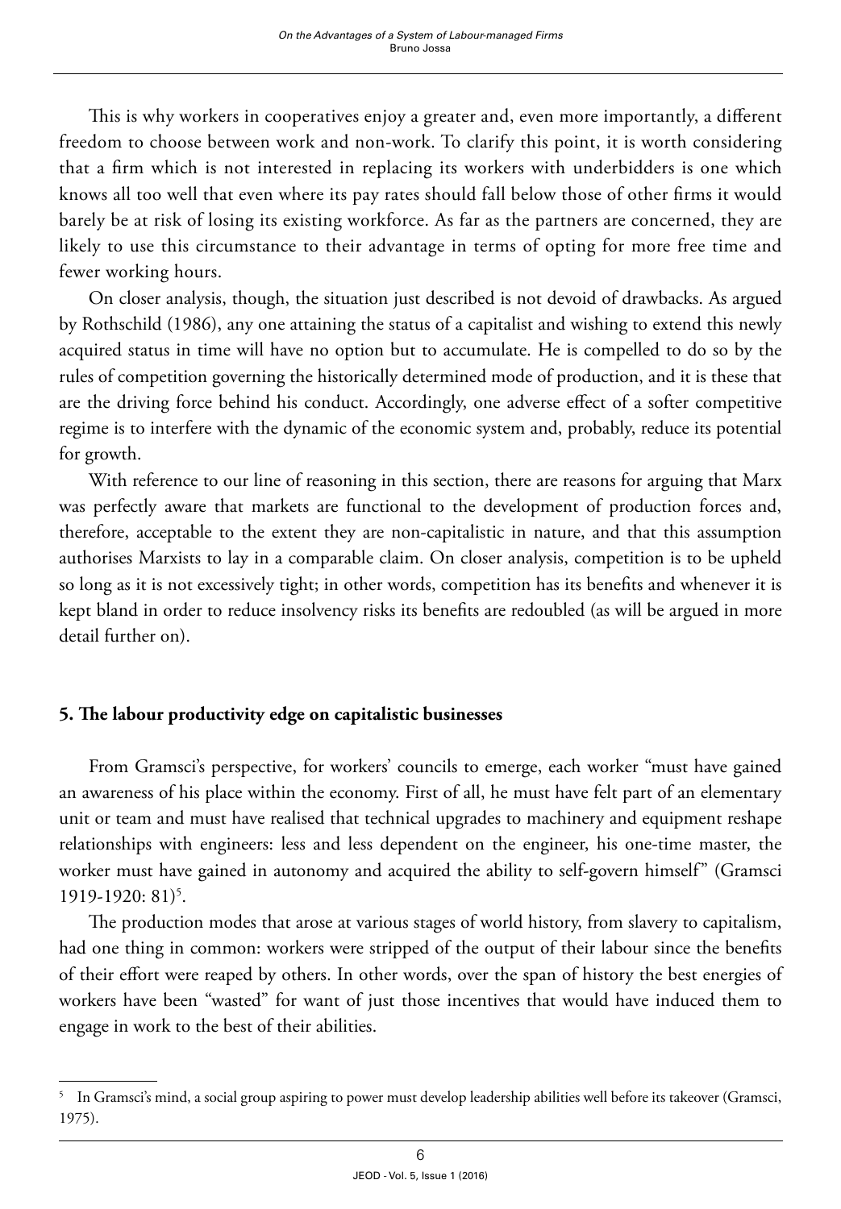This is why workers in cooperatives enjoy a greater and, even more importantly, a different freedom to choose between work and non-work. To clarify this point, it is worth considering that a firm which is not interested in replacing its workers with underbidders is one which knows all too well that even where its pay rates should fall below those of other firms it would barely be at risk of losing its existing workforce. As far as the partners are concerned, they are likely to use this circumstance to their advantage in terms of opting for more free time and fewer working hours.

On closer analysis, though, the situation just described is not devoid of drawbacks. As argued by Rothschild (1986), any one attaining the status of a capitalist and wishing to extend this newly acquired status in time will have no option but to accumulate. He is compelled to do so by the rules of competition governing the historically determined mode of production, and it is these that are the driving force behind his conduct. Accordingly, one adverse effect of a softer competitive regime is to interfere with the dynamic of the economic system and, probably, reduce its potential for growth.

With reference to our line of reasoning in this section, there are reasons for arguing that Marx was perfectly aware that markets are functional to the development of production forces and, therefore, acceptable to the extent they are non-capitalistic in nature, and that this assumption authorises Marxists to lay in a comparable claim. On closer analysis, competition is to be upheld so long as it is not excessively tight; in other words, competition has its benefits and whenever it is kept bland in order to reduce insolvency risks its benefits are redoubled (as will be argued in more detail further on).

## 5. The labour productivity edge on capitalistic businesses

From Gramsci's perspective, for workers' councils to emerge, each worker "must have gained an awareness of his place within the economy. First of all, he must have felt part of an elementary unit or team and must have realised that technical upgrades to machinery and equipment reshape relationships with engineers: less and less dependent on the engineer, his one-time master, the worker must have gained in autonomy and acquired the ability to self-govern himself" (Gramsci 1919-1920: 81)[5].

The production modes that arose at various stages of world history, from slavery to capitalism, had one thing in common: workers were stripped of the output of their labour since the benefits of their effort were reaped by others. In other words, over the span of history the best energies of workers have been "wasted" for want of just those incentives that would have induced them to engage in work to the best of their abilities.

---

[5] In Gramsci's mind, a social group aspiring to power must develop leadership abilities well before its takeover (Gramsci, 1975).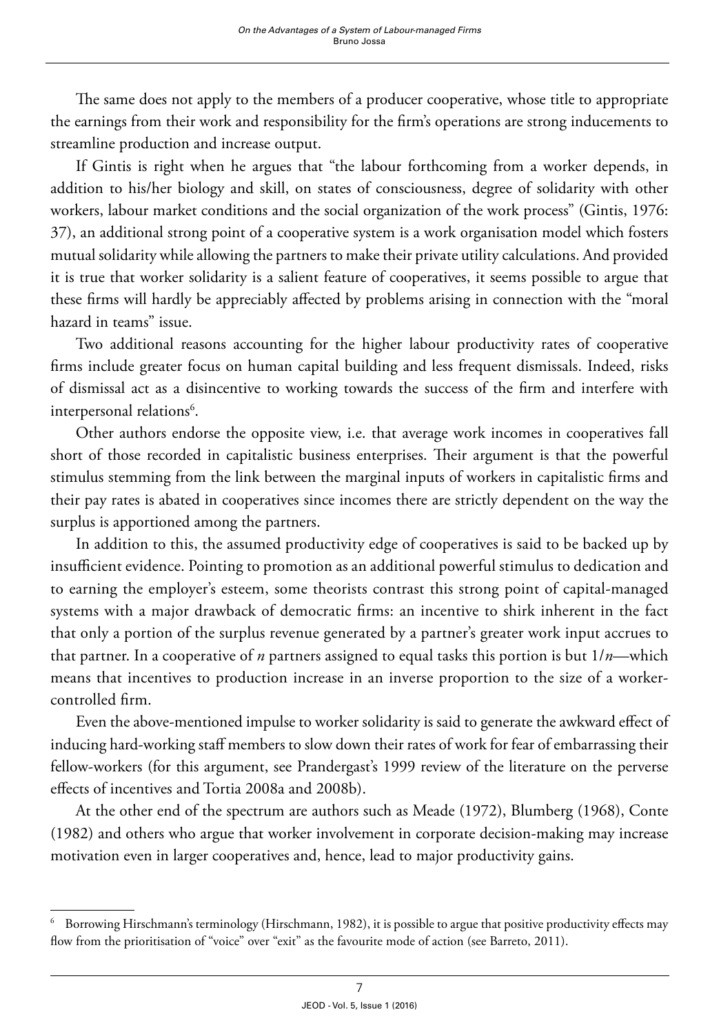The same does not apply to the members of a producer cooperative, whose title to appropriate the earnings from their work and responsibility for the firm's operations are strong inducements to streamline production and increase output.

If Gintis is right when he argues that "the labour forthcoming from a worker depends, in addition to his/her biology and skill, on states of consciousness, degree of solidarity with other workers, labour market conditions and the social organization of the work process" (Gintis, 1976: 37), an additional strong point of a cooperative system is a work organisation model which fosters mutual solidarity while allowing the partners to make their private utility calculations. And provided it is true that worker solidarity is a salient feature of cooperatives, it seems possible to argue that these firms will hardly be appreciably affected by problems arising in connection with the "moral hazard in teams" issue.

Two additional reasons accounting for the higher labour productivity rates of cooperative firms include greater focus on human capital building and less frequent dismissals. Indeed, risks of dismissal act as a disincentive to working towards the success of the firm and interfere with interpersonal relations[6].

Other authors endorse the opposite view, i.e. that average work incomes in cooperatives fall short of those recorded in capitalistic business enterprises. Their argument is that the powerful stimulus stemming from the link between the marginal inputs of workers in capitalistic firms and their pay rates is abated in cooperatives since incomes there are strictly dependent on the way the surplus is apportioned among the partners.

In addition to this, the assumed productivity edge of cooperatives is said to be backed up by insufficient evidence. Pointing to promotion as an additional powerful stimulus to dedication and to earning the employer's esteem, some theorists contrast this strong point of capital-managed systems with a major drawback of democratic firms: an incentive to shirk inherent in the fact that only a portion of the surplus revenue generated by a partner's greater work input accrues to that partner. In a cooperative of $n$ partners assigned to equal tasks this portion is but $1/n$—which means that incentives to production increase in an inverse proportion to the size of a worker-controlled firm.

Even the above-mentioned impulse to worker solidarity is said to generate the awkward effect of inducing hard-working staff members to slow down their rates of work for fear of embarrassing their fellow-workers (for this argument, see Prandergast's 1999 review of the literature on the perverse effects of incentives and Tortia 2008a and 2008b).

At the other end of the spectrum are authors such as Meade (1972), Blumberg (1968), Conte (1982) and others who argue that worker involvement in corporate decision-making may increase motivation even in larger cooperatives and, hence, lead to major productivity gains.

---

[6] Borrowing Hirschmann's terminology (Hirschmann, 1982), it is possible to argue that positive productivity effects may flow from the prioritisation of "voice" over "exit" as the favourite mode of action (see Barreto, 2011).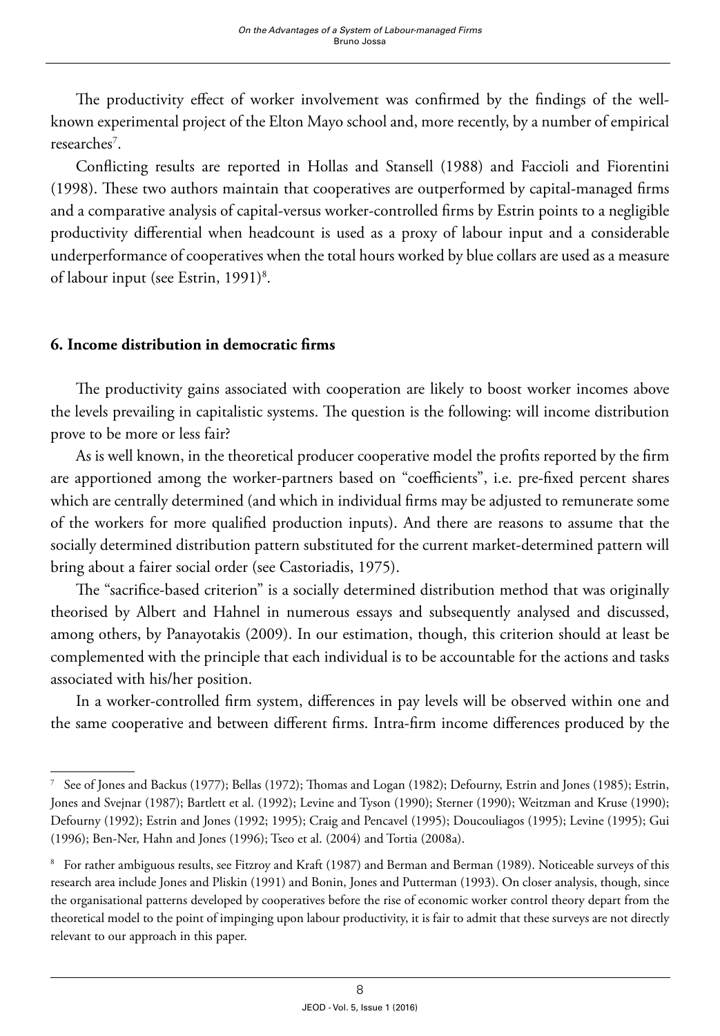The productivity effect of worker involvement was confirmed by the findings of the well-known experimental project of the Elton Mayo school and, more recently, by a number of empirical researches[7].

Conflicting results are reported in Hollas and Stansell (1988) and Faccioli and Fiorentini (1998). These two authors maintain that cooperatives are outperformed by capital-managed firms and a comparative analysis of capital-versus worker-controlled firms by Estrin points to a negligible productivity differential when headcount is used as a proxy of labour input and a considerable underperformance of cooperatives when the total hours worked by blue collars are used as a measure of labour input (see Estrin, 1991)[8].

## 6. Income distribution in democratic firms

The productivity gains associated with cooperation are likely to boost worker incomes above the levels prevailing in capitalistic systems. The question is the following: will income distribution prove to be more or less fair?

As is well known, in the theoretical producer cooperative model the profits reported by the firm are apportioned among the worker-partners based on "coefficients", i.e. pre-fixed percent shares which are centrally determined (and which in individual firms may be adjusted to remunerate some of the workers for more qualified production inputs). And there are reasons to assume that the socially determined distribution pattern substituted for the current market-determined pattern will bring about a fairer social order (see Castoriadis, 1975).

The "sacrifice-based criterion" is a socially determined distribution method that was originally theorised by Albert and Hahnel in numerous essays and subsequently analysed and discussed, among others, by Panayotakis (2009). In our estimation, though, this criterion should at least be complemented with the principle that each individual is to be accountable for the actions and tasks associated with his/her position.

In a worker-controlled firm system, differences in pay levels will be observed within one and the same cooperative and between different firms. Intra-firm income differences produced by the

---

[7] See of Jones and Backus (1977); Bellas (1972); Thomas and Logan (1982); Defourny, Estrin and Jones (1985); Estrin, Jones and Svejnar (1987); Bartlett et al. (1992); Levine and Tyson (1990); Sterner (1990); Weitzman and Kruse (1990); Defourny (1992); Estrin and Jones (1992; 1995); Craig and Pencavel (1995); Doucouliagos (1995); Levine (1995); Gui (1996); Ben-Ner, Hahn and Jones (1996); Tseo et al. (2004) and Tortia (2008a).

[8] For rather ambiguous results, see Fitzroy and Kraft (1987) and Berman and Berman (1989). Noticeable surveys of this research area include Jones and Pliskin (1991) and Bonin, Jones and Putterman (1993). On closer analysis, though, since the organisational patterns developed by cooperatives before the rise of economic worker control theory depart from the theoretical model to the point of impinging upon labour productivity, it is fair to admit that these surveys are not directly relevant to our approach in this paper.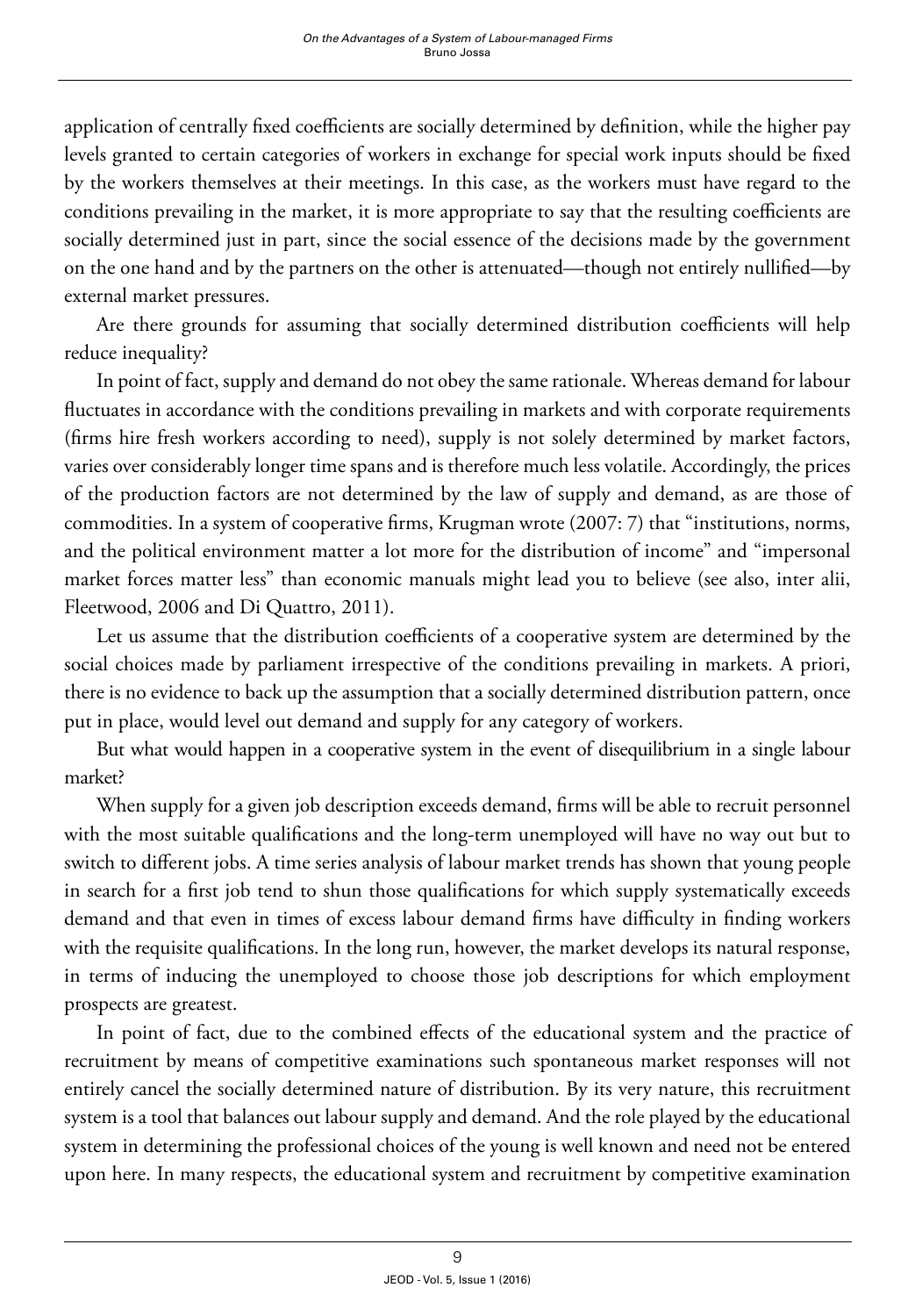application of centrally fixed coefficients are socially determined by definition, while the higher pay levels granted to certain categories of workers in exchange for special work inputs should be fixed by the workers themselves at their meetings. In this case, as the workers must have regard to the conditions prevailing in the market, it is more appropriate to say that the resulting coefficients are socially determined just in part, since the social essence of the decisions made by the government on the one hand and by the partners on the other is attenuated—though not entirely nullified—by external market pressures.

Are there grounds for assuming that socially determined distribution coefficients will help reduce inequality?

In point of fact, supply and demand do not obey the same rationale. Whereas demand for labour fluctuates in accordance with the conditions prevailing in markets and with corporate requirements (firms hire fresh workers according to need), supply is not solely determined by market factors, varies over considerably longer time spans and is therefore much less volatile. Accordingly, the prices of the production factors are not determined by the law of supply and demand, as are those of commodities. In a system of cooperative firms, Krugman wrote (2007: 7) that "institutions, norms, and the political environment matter a lot more for the distribution of income" and "impersonal market forces matter less" than economic manuals might lead you to believe (see also, inter alii, Fleetwood, 2006 and Di Quattro, 2011).

Let us assume that the distribution coefficients of a cooperative system are determined by the social choices made by parliament irrespective of the conditions prevailing in markets. A priori, there is no evidence to back up the assumption that a socially determined distribution pattern, once put in place, would level out demand and supply for any category of workers.

But what would happen in a cooperative system in the event of disequilibrium in a single labour market?

When supply for a given job description exceeds demand, firms will be able to recruit personnel with the most suitable qualifications and the long-term unemployed will have no way out but to switch to different jobs. A time series analysis of labour market trends has shown that young people in search for a first job tend to shun those qualifications for which supply systematically exceeds demand and that even in times of excess labour demand firms have difficulty in finding workers with the requisite qualifications. In the long run, however, the market develops its natural response, in terms of inducing the unemployed to choose those job descriptions for which employment prospects are greatest.

In point of fact, due to the combined effects of the educational system and the practice of recruitment by means of competitive examinations such spontaneous market responses will not entirely cancel the socially determined nature of distribution. By its very nature, this recruitment system is a tool that balances out labour supply and demand. And the role played by the educational system in determining the professional choices of the young is well known and need not be entered upon here. In many respects, the educational system and recruitment by competitive examination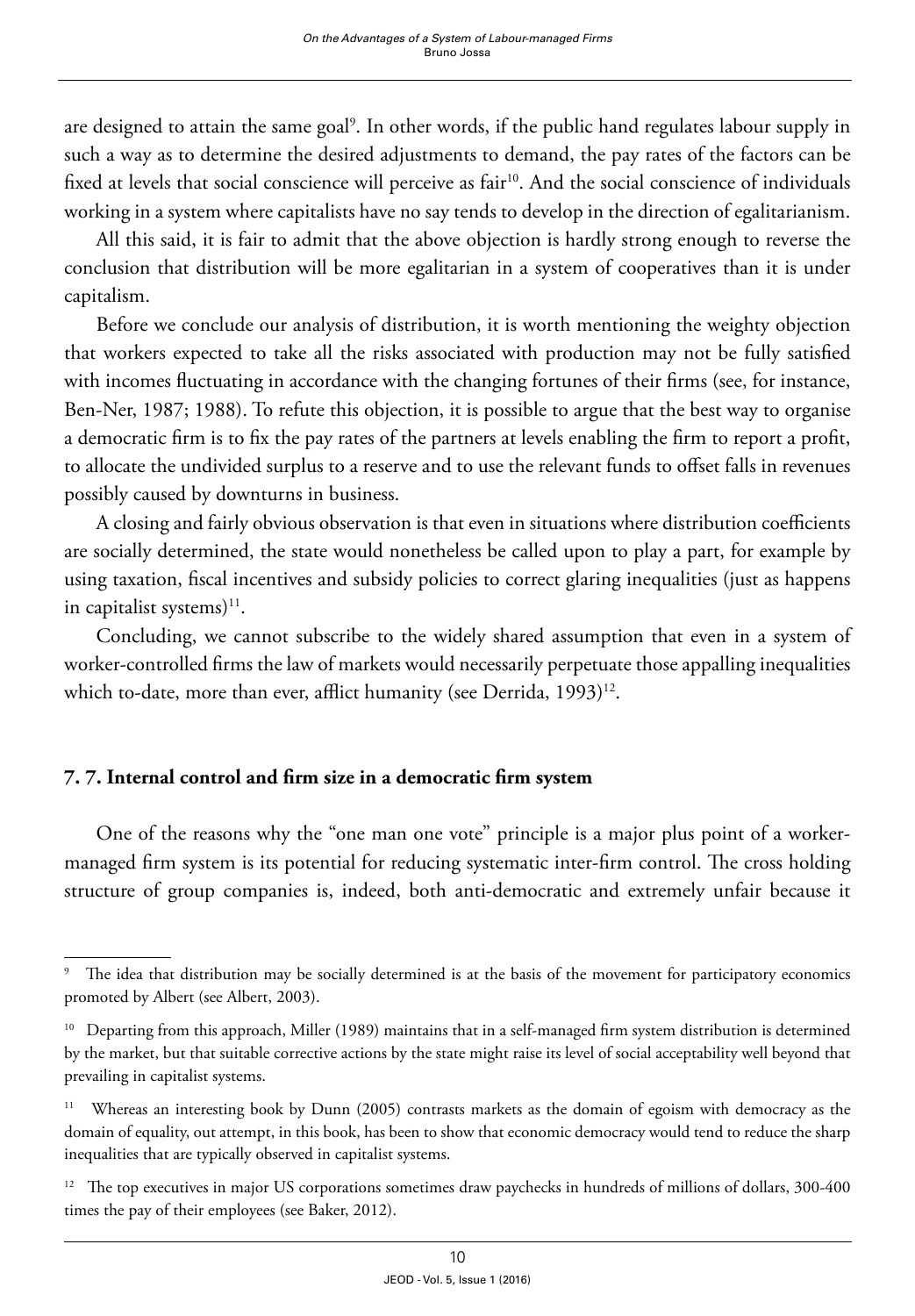are designed to attain the same goal[9]. In other words, if the public hand regulates labour supply in such a way as to determine the desired adjustments to demand, the pay rates of the factors can be fixed at levels that social conscience will perceive as fair[10]. And the social conscience of individuals working in a system where capitalists have no say tends to develop in the direction of egalitarianism.

All this said, it is fair to admit that the above objection is hardly strong enough to reverse the conclusion that distribution will be more egalitarian in a system of cooperatives than it is under capitalism.

Before we conclude our analysis of distribution, it is worth mentioning the weighty objection that workers expected to take all the risks associated with production may not be fully satisfied with incomes fluctuating in accordance with the changing fortunes of their firms (see, for instance, Ben-Ner, 1987; 1988). To refute this objection, it is possible to argue that the best way to organise a democratic firm is to fix the pay rates of the partners at levels enabling the firm to report a profit, to allocate the undivided surplus to a reserve and to use the relevant funds to offset falls in revenues possibly caused by downturns in business.

A closing and fairly obvious observation is that even in situations where distribution coefficients are socially determined, the state would nonetheless be called upon to play a part, for example by using taxation, fiscal incentives and subsidy policies to correct glaring inequalities (just as happens in capitalist systems)[11].

Concluding, we cannot subscribe to the widely shared assumption that even in a system of worker-controlled firms the law of markets would necessarily perpetuate those appalling inequalities which to-date, more than ever, afflict humanity (see Derrida, 1993)[12].

## 7. 7. Internal control and firm size in a democratic firm system

One of the reasons why the "one man one vote" principle is a major plus point of a worker-managed firm system is its potential for reducing systematic inter-firm control. The cross holding structure of group companies is, indeed, both anti-democratic and extremely unfair because it

---

[9] The idea that distribution may be socially determined is at the basis of the movement for participatory economics promoted by Albert (see Albert, 2003).

[10] Departing from this approach, Miller (1989) maintains that in a self-managed firm system distribution is determined by the market, but that suitable corrective actions by the state might raise its level of social acceptability well beyond that prevailing in capitalist systems.

[11] Whereas an interesting book by Dunn (2005) contrasts markets as the domain of egoism with democracy as the domain of equality, out attempt, in this book, has been to show that economic democracy would tend to reduce the sharp inequalities that are typically observed in capitalist systems.

[12] The top executives in major US corporations sometimes draw paychecks in hundreds of millions of dollars, 300-400 times the pay of their employees (see Baker, 2012).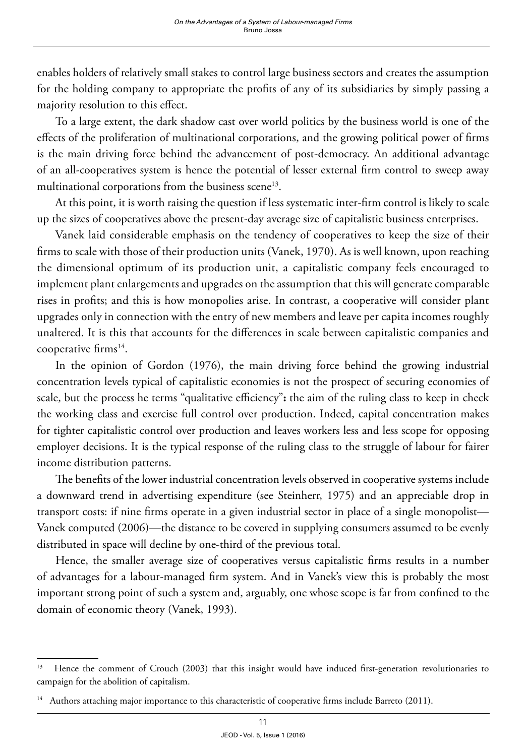enables holders of relatively small stakes to control large business sectors and creates the assumption for the holding company to appropriate the profits of any of its subsidiaries by simply passing a majority resolution to this effect.

To a large extent, the dark shadow cast over world politics by the business world is one of the effects of the proliferation of multinational corporations, and the growing political power of firms is the main driving force behind the advancement of post-democracy. An additional advantage of an all-cooperatives system is hence the potential of lesser external firm control to sweep away multinational corporations from the business scene[13].

At this point, it is worth raising the question if less systematic inter-firm control is likely to scale up the sizes of cooperatives above the present-day average size of capitalistic business enterprises.

Vanek laid considerable emphasis on the tendency of cooperatives to keep the size of their firms to scale with those of their production units (Vanek, 1970). As is well known, upon reaching the dimensional optimum of its production unit, a capitalistic company feels encouraged to implement plant enlargements and upgrades on the assumption that this will generate comparable rises in profits; and this is how monopolies arise. In contrast, a cooperative will consider plant upgrades only in connection with the entry of new members and leave per capita incomes roughly unaltered. It is this that accounts for the differences in scale between capitalistic companies and cooperative firms[14].

In the opinion of Gordon (1976), the main driving force behind the growing industrial concentration levels typical of capitalistic economies is not the prospect of securing economies of scale, but the process he terms "qualitative efficiency"**:** the aim of the ruling class to keep in check the working class and exercise full control over production. Indeed, capital concentration makes for tighter capitalistic control over production and leaves workers less and less scope for opposing employer decisions. It is the typical response of the ruling class to the struggle of labour for fairer income distribution patterns.

The benefits of the lower industrial concentration levels observed in cooperative systems include a downward trend in advertising expenditure (see Steinherr, 1975) and an appreciable drop in transport costs: if nine firms operate in a given industrial sector in place of a single monopolist—Vanek computed (2006)—the distance to be covered in supplying consumers assumed to be evenly distributed in space will decline by one-third of the previous total.

Hence, the smaller average size of cooperatives versus capitalistic firms results in a number of advantages for a labour-managed firm system. And in Vanek's view this is probably the most important strong point of such a system and, arguably, one whose scope is far from confined to the domain of economic theory (Vanek, 1993).

---

[13] Hence the comment of Crouch (2003) that this insight would have induced first-generation revolutionaries to campaign for the abolition of capitalism.

[14] Authors attaching major importance to this characteristic of cooperative firms include Barreto (2011).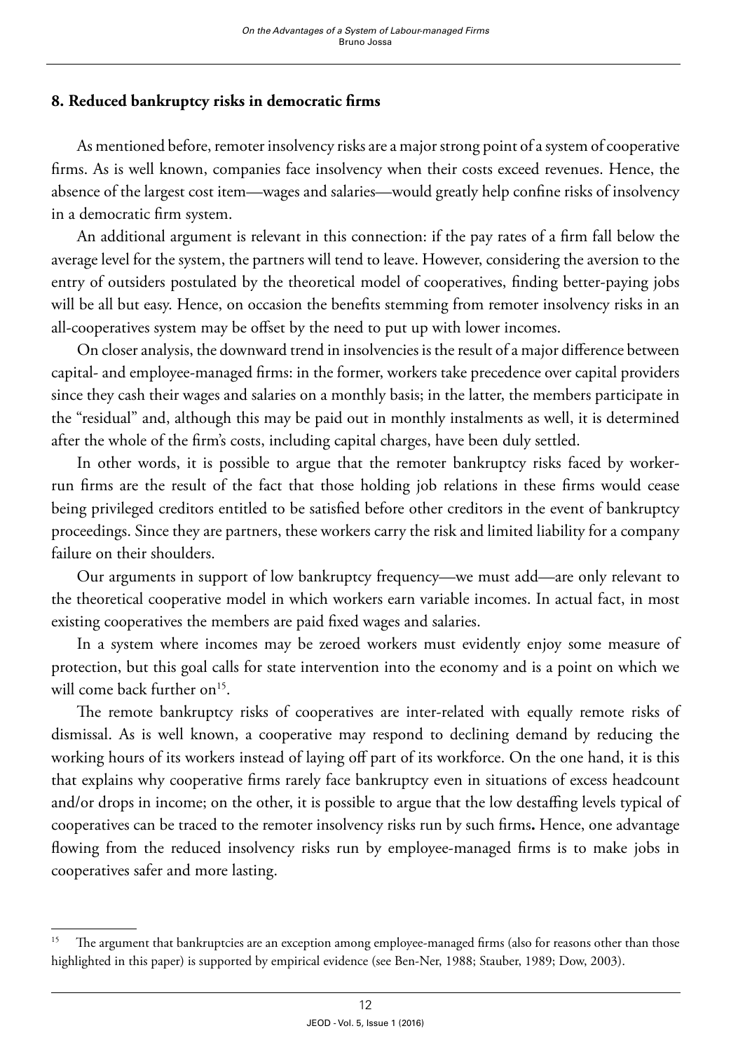## 8. Reduced bankruptcy risks in democratic firms

As mentioned before, remoter insolvency risks are a major strong point of a system of cooperative firms. As is well known, companies face insolvency when their costs exceed revenues. Hence, the absence of the largest cost item—wages and salaries—would greatly help confine risks of insolvency in a democratic firm system.

An additional argument is relevant in this connection: if the pay rates of a firm fall below the average level for the system, the partners will tend to leave. However, considering the aversion to the entry of outsiders postulated by the theoretical model of cooperatives, finding better-paying jobs will be all but easy. Hence, on occasion the benefits stemming from remoter insolvency risks in an all-cooperatives system may be offset by the need to put up with lower incomes.

On closer analysis, the downward trend in insolvencies is the result of a major difference between capital- and employee-managed firms: in the former, workers take precedence over capital providers since they cash their wages and salaries on a monthly basis; in the latter, the members participate in the "residual" and, although this may be paid out in monthly instalments as well, it is determined after the whole of the firm's costs, including capital charges, have been duly settled.

In other words, it is possible to argue that the remoter bankruptcy risks faced by worker-run firms are the result of the fact that those holding job relations in these firms would cease being privileged creditors entitled to be satisfied before other creditors in the event of bankruptcy proceedings. Since they are partners, these workers carry the risk and limited liability for a company failure on their shoulders.

Our arguments in support of low bankruptcy frequency—we must add—are only relevant to the theoretical cooperative model in which workers earn variable incomes. In actual fact, in most existing cooperatives the members are paid fixed wages and salaries.

In a system where incomes may be zeroed workers must evidently enjoy some measure of protection, but this goal calls for state intervention into the economy and is a point on which we will come back further on[15].

The remote bankruptcy risks of cooperatives are inter-related with equally remote risks of dismissal. As is well known, a cooperative may respond to declining demand by reducing the working hours of its workers instead of laying off part of its workforce. On the one hand, it is this that explains why cooperative firms rarely face bankruptcy even in situations of excess headcount and/or drops in income; on the other, it is possible to argue that the low destaffing levels typical of cooperatives can be traced to the remoter insolvency risks run by such firms**.** Hence, one advantage flowing from the reduced insolvency risks run by employee-managed firms is to make jobs in cooperatives safer and more lasting.

---

[15] The argument that bankruptcies are an exception among employee-managed firms (also for reasons other than those highlighted in this paper) is supported by empirical evidence (see Ben-Ner, 1988; Stauber, 1989; Dow, 2003).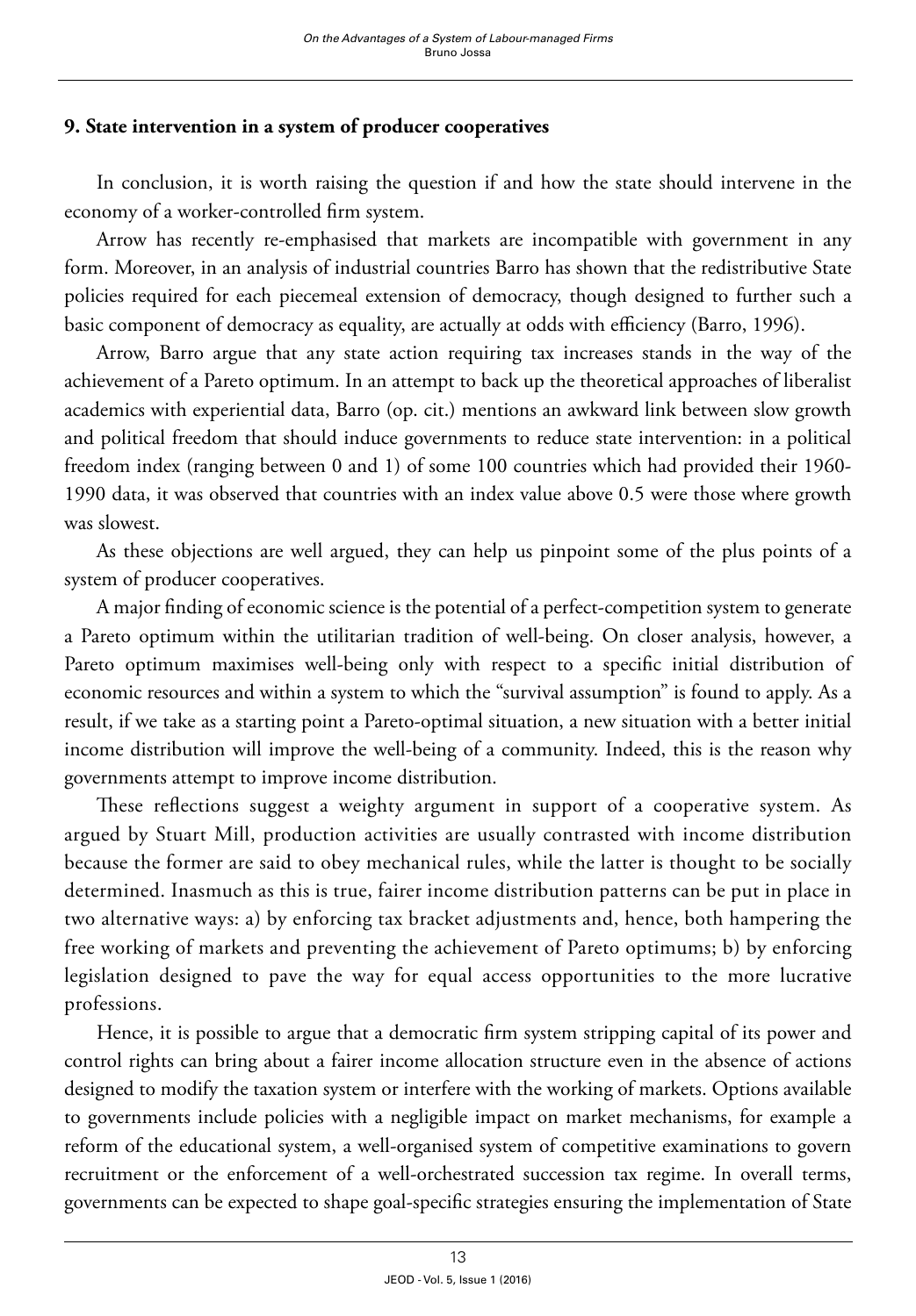## 9. State intervention in a system of producer cooperatives

In conclusion, it is worth raising the question if and how the state should intervene in the economy of a worker-controlled firm system.

Arrow has recently re-emphasised that markets are incompatible with government in any form. Moreover, in an analysis of industrial countries Barro has shown that the redistributive State policies required for each piecemeal extension of democracy, though designed to further such a basic component of democracy as equality, are actually at odds with efficiency (Barro, 1996).

Arrow, Barro argue that any state action requiring tax increases stands in the way of the achievement of a Pareto optimum. In an attempt to back up the theoretical approaches of liberalist academics with experiential data, Barro (op. cit.) mentions an awkward link between slow growth and political freedom that should induce governments to reduce state intervention: in a political freedom index (ranging between 0 and 1) of some 100 countries which had provided their 1960-1990 data, it was observed that countries with an index value above 0.5 were those where growth was slowest.

As these objections are well argued, they can help us pinpoint some of the plus points of a system of producer cooperatives.

A major finding of economic science is the potential of a perfect-competition system to generate a Pareto optimum within the utilitarian tradition of well-being. On closer analysis, however, a Pareto optimum maximises well-being only with respect to a specific initial distribution of economic resources and within a system to which the "survival assumption" is found to apply. As a result, if we take as a starting point a Pareto-optimal situation, a new situation with a better initial income distribution will improve the well-being of a community. Indeed, this is the reason why governments attempt to improve income distribution.

These reflections suggest a weighty argument in support of a cooperative system. As argued by Stuart Mill, production activities are usually contrasted with income distribution because the former are said to obey mechanical rules, while the latter is thought to be socially determined. Inasmuch as this is true, fairer income distribution patterns can be put in place in two alternative ways: a) by enforcing tax bracket adjustments and, hence, both hampering the free working of markets and preventing the achievement of Pareto optimums; b) by enforcing legislation designed to pave the way for equal access opportunities to the more lucrative professions.

Hence, it is possible to argue that a democratic firm system stripping capital of its power and control rights can bring about a fairer income allocation structure even in the absence of actions designed to modify the taxation system or interfere with the working of markets. Options available to governments include policies with a negligible impact on market mechanisms, for example a reform of the educational system, a well-organised system of competitive examinations to govern recruitment or the enforcement of a well-orchestrated succession tax regime. In overall terms, governments can be expected to shape goal-specific strategies ensuring the implementation of State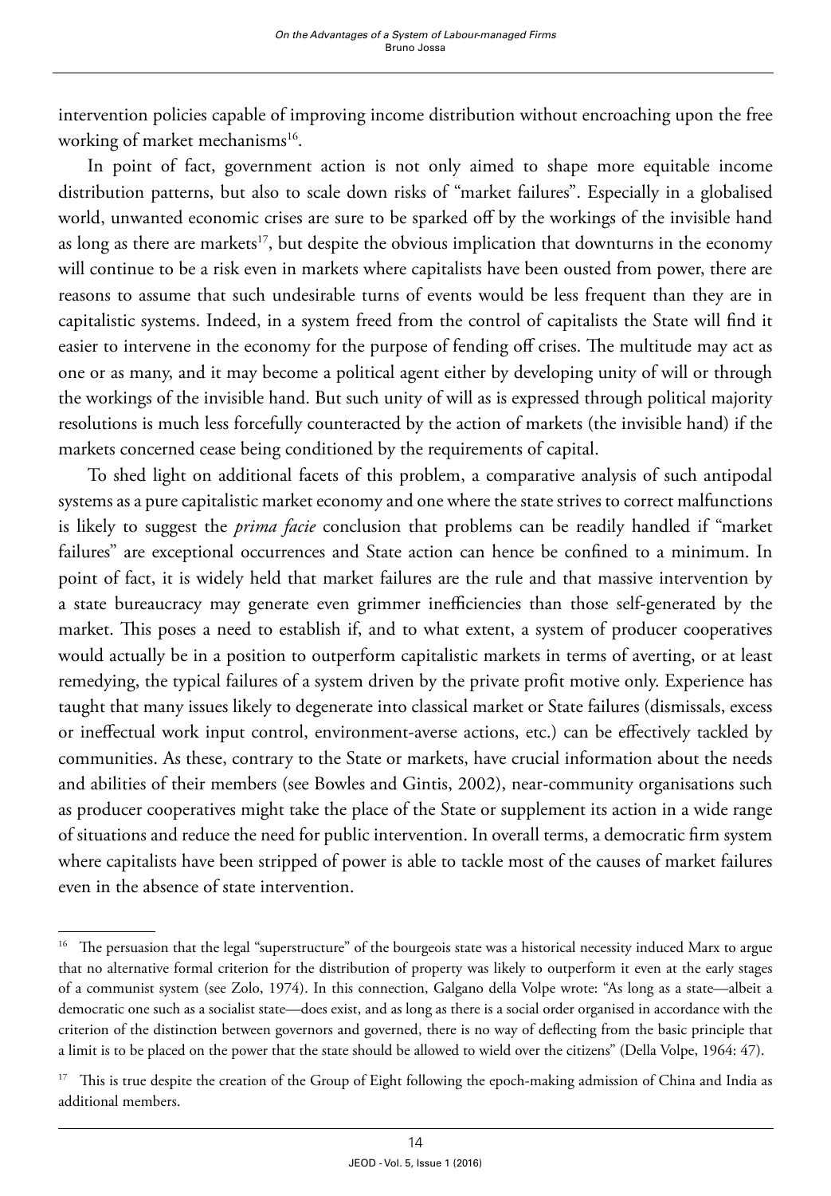intervention policies capable of improving income distribution without encroaching upon the free working of market mechanisms[16].

In point of fact, government action is not only aimed to shape more equitable income distribution patterns, but also to scale down risks of "market failures". Especially in a globalised world, unwanted economic crises are sure to be sparked off by the workings of the invisible hand as long as there are markets[17], but despite the obvious implication that downturns in the economy will continue to be a risk even in markets where capitalists have been ousted from power, there are reasons to assume that such undesirable turns of events would be less frequent than they are in capitalistic systems. Indeed, in a system freed from the control of capitalists the State will find it easier to intervene in the economy for the purpose of fending off crises. The multitude may act as one or as many, and it may become a political agent either by developing unity of will or through the workings of the invisible hand. But such unity of will as is expressed through political majority resolutions is much less forcefully counteracted by the action of markets (the invisible hand) if the markets concerned cease being conditioned by the requirements of capital.

To shed light on additional facets of this problem, a comparative analysis of such antipodal systems as a pure capitalistic market economy and one where the state strives to correct malfunctions is likely to suggest the *prima facie* conclusion that problems can be readily handled if "market failures" are exceptional occurrences and State action can hence be confined to a minimum. In point of fact, it is widely held that market failures are the rule and that massive intervention by a state bureaucracy may generate even grimmer inefficiencies than those self-generated by the market. This poses a need to establish if, and to what extent, a system of producer cooperatives would actually be in a position to outperform capitalistic markets in terms of averting, or at least remedying, the typical failures of a system driven by the private profit motive only. Experience has taught that many issues likely to degenerate into classical market or State failures (dismissals, excess or ineffectual work input control, environment-averse actions, etc.) can be effectively tackled by communities. As these, contrary to the State or markets, have crucial information about the needs and abilities of their members (see Bowles and Gintis, 2002), near-community organisations such as producer cooperatives might take the place of the State or supplement its action in a wide range of situations and reduce the need for public intervention. In overall terms, a democratic firm system where capitalists have been stripped of power is able to tackle most of the causes of market failures even in the absence of state intervention.

---

[16] The persuasion that the legal "superstructure" of the bourgeois state was a historical necessity induced Marx to argue that no alternative formal criterion for the distribution of property was likely to outperform it even at the early stages of a communist system (see Zolo, 1974). In this connection, Galgano della Volpe wrote: "As long as a state—albeit a democratic one such as a socialist state—does exist, and as long as there is a social order organised in accordance with the criterion of the distinction between governors and governed, there is no way of deflecting from the basic principle that a limit is to be placed on the power that the state should be allowed to wield over the citizens" (Della Volpe, 1964: 47).

[17] This is true despite the creation of the Group of Eight following the epoch-making admission of China and India as additional members.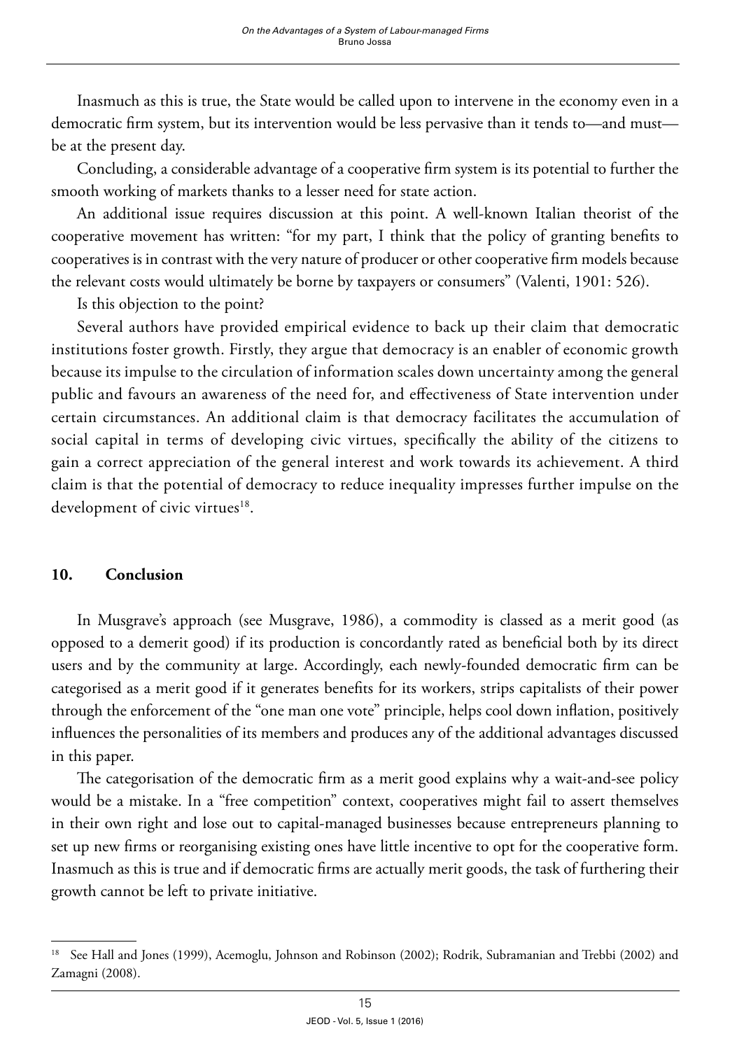Inasmuch as this is true, the State would be called upon to intervene in the economy even in a democratic firm system, but its intervention would be less pervasive than it tends to—and must—be at the present day.

Concluding, a considerable advantage of a cooperative firm system is its potential to further the smooth working of markets thanks to a lesser need for state action.

An additional issue requires discussion at this point. A well-known Italian theorist of the cooperative movement has written: "for my part, I think that the policy of granting benefits to cooperatives is in contrast with the very nature of producer or other cooperative firm models because the relevant costs would ultimately be borne by taxpayers or consumers" (Valenti, 1901: 526).

Is this objection to the point?

Several authors have provided empirical evidence to back up their claim that democratic institutions foster growth. Firstly, they argue that democracy is an enabler of economic growth because its impulse to the circulation of information scales down uncertainty among the general public and favours an awareness of the need for, and effectiveness of State intervention under certain circumstances. An additional claim is that democracy facilitates the accumulation of social capital in terms of developing civic virtues, specifically the ability of the citizens to gain a correct appreciation of the general interest and work towards its achievement. A third claim is that the potential of democracy to reduce inequality impresses further impulse on the development of civic virtues[18].

## 10. Conclusion

In Musgrave's approach (see Musgrave, 1986), a commodity is classed as a merit good (as opposed to a demerit good) if its production is concordantly rated as beneficial both by its direct users and by the community at large. Accordingly, each newly-founded democratic firm can be categorised as a merit good if it generates benefits for its workers, strips capitalists of their power through the enforcement of the "one man one vote" principle, helps cool down inflation, positively influences the personalities of its members and produces any of the additional advantages discussed in this paper.

The categorisation of the democratic firm as a merit good explains why a wait-and-see policy would be a mistake. In a "free competition" context, cooperatives might fail to assert themselves in their own right and lose out to capital-managed businesses because entrepreneurs planning to set up new firms or reorganising existing ones have little incentive to opt for the cooperative form. Inasmuch as this is true and if democratic firms are actually merit goods, the task of furthering their growth cannot be left to private initiative.

---

[18] See Hall and Jones (1999), Acemoglu, Johnson and Robinson (2002); Rodrik, Subramanian and Trebbi (2002) and Zamagni (2008).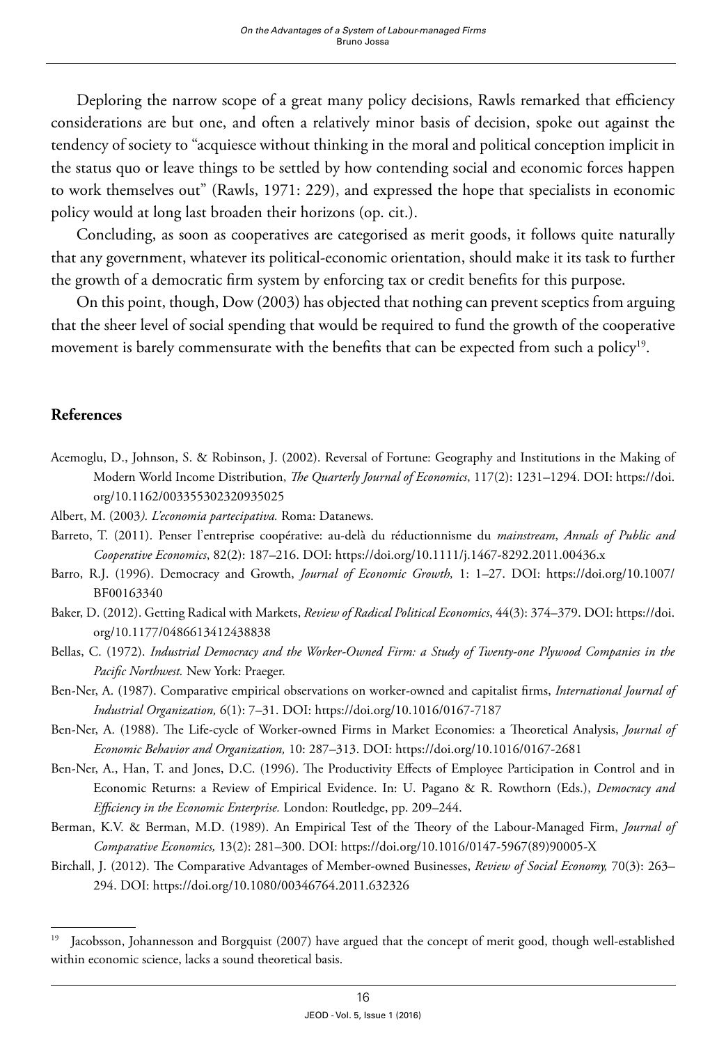Deploring the narrow scope of a great many policy decisions, Rawls remarked that efficiency considerations are but one, and often a relatively minor basis of decision, spoke out against the tendency of society to "acquiesce without thinking in the moral and political conception implicit in the status quo or leave things to be settled by how contending social and economic forces happen to work themselves out" (Rawls, 1971: 229), and expressed the hope that specialists in economic policy would at long last broaden their horizons (op. cit.).

Concluding, as soon as cooperatives are categorised as merit goods, it follows quite naturally that any government, whatever its political-economic orientation, should make it its task to further the growth of a democratic firm system by enforcing tax or credit benefits for this purpose.

On this point, though, Dow (2003) has objected that nothing can prevent sceptics from arguing that the sheer level of social spending that would be required to fund the growth of the cooperative movement is barely commensurate with the benefits that can be expected from such a policy[19].

## References

Acemoglu, D., Johnson, S. & Robinson, J. (2002). Reversal of Fortune: Geography and Institutions in the Making of Modern World Income Distribution, *The Quarterly Journal of Economics*, 117(2): 1231–1294. DOI: https://doi.org/10.1162/003355302320935025

Albert, M. (2003). *L'economia partecipativa.* Roma: Datanews.

Barreto, T. (2011). Penser l'entreprise coopérative: au-delà du réductionnisme du *mainstream*, *Annals of Public and Cooperative Economics*, 82(2): 187–216. DOI: https://doi.org/10.1111/j.1467-8292.2011.00436.x

Barro, R.J. (1996). Democracy and Growth, *Journal of Economic Growth,* 1: 1–27. DOI: https://doi.org/10.1007/BF00163340

Baker, D. (2012). Getting Radical with Markets, *Review of Radical Political Economics*, 44(3): 374–379. DOI: https://doi.org/10.1177/0486613412438838

Bellas, C. (1972). *Industrial Democracy and the Worker-Owned Firm: a Study of Twenty-one Plywood Companies in the Pacific Northwest.* New York: Praeger.

Ben-Ner, A. (1987). Comparative empirical observations on worker-owned and capitalist firms, *International Journal of Industrial Organization,* 6(1): 7–31. DOI: https://doi.org/10.1016/0167-7187

Ben-Ner, A. (1988). The Life-cycle of Worker-owned Firms in Market Economies: a Theoretical Analysis, *Journal of Economic Behavior and Organization,* 10: 287–313. DOI: https://doi.org/10.1016/0167-2681

Ben-Ner, A., Han, T. and Jones, D.C. (1996). The Productivity Effects of Employee Participation in Control and in Economic Returns: a Review of Empirical Evidence. In: U. Pagano & R. Rowthorn (Eds.), *Democracy and Efficiency in the Economic Enterprise.* London: Routledge, pp. 209–244.

Berman, K.V. & Berman, M.D. (1989). An Empirical Test of the Theory of the Labour-Managed Firm, *Journal of Comparative Economics,* 13(2): 281–300. DOI: https://doi.org/10.1016/0147-5967(89)90005-X

Birchall, J. (2012). The Comparative Advantages of Member-owned Businesses, *Review of Social Economy,* 70(3): 263–294. DOI: https://doi.org/10.1080/00346764.2011.632326

[19] Jacobsson, Johannesson and Borgquist (2007) have argued that the concept of merit good, though well-established within economic science, lacks a sound theoretical basis.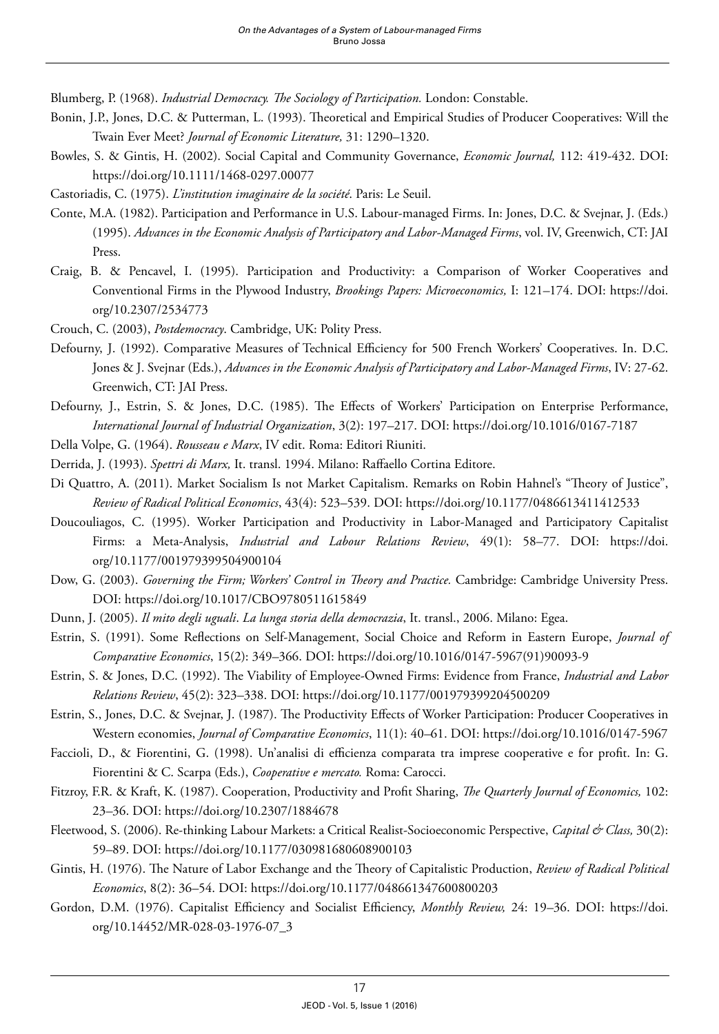Blumberg, P. (1968). *Industrial Democracy. The Sociology of Participation.* London: Constable.

Bonin, J.P., Jones, D.C. & Putterman, L. (1993). Theoretical and Empirical Studies of Producer Cooperatives: Will the Twain Ever Meet? *Journal of Economic Literature,* 31: 1290–1320.

Bowles, S. & Gintis, H. (2002). Social Capital and Community Governance, *Economic Journal,* 112: 419-432. DOI: https://doi.org/10.1111/1468-0297.00077

Castoriadis, C. (1975). *L'institution imaginaire de la société*. Paris: Le Seuil.

Conte, M.A. (1982). Participation and Performance in U.S. Labour-managed Firms. In: Jones, D.C. & Svejnar, J. (Eds.) (1995). *Advances in the Economic Analysis of Participatory and Labor-Managed Firms*, vol. IV, Greenwich, CT: JAI Press.

Craig, B. & Pencavel, I. (1995). Participation and Productivity: a Comparison of Worker Cooperatives and Conventional Firms in the Plywood Industry, *Brookings Papers: Microeconomics,* I: 121–174. DOI: https://doi.org/10.2307/2534773

Crouch, C. (2003), *Postdemocracy*. Cambridge, UK: Polity Press.

Defourny, J. (1992). Comparative Measures of Technical Efficiency for 500 French Workers' Cooperatives. In. D.C. Jones & J. Svejnar (Eds.), *Advances in the Economic Analysis of Participatory and Labor-Managed Firms*, IV: 27-62. Greenwich, CT: JAI Press.

Defourny, J., Estrin, S. & Jones, D.C. (1985). The Effects of Workers' Participation on Enterprise Performance, *International Journal of Industrial Organization*, 3(2): 197–217. DOI: https://doi.org/10.1016/0167-7187

Della Volpe, G. (1964). *Rousseau e Marx*, IV edit. Roma: Editori Riuniti.

Derrida, J. (1993). *Spettri di Marx,* It. transl. 1994. Milano: Raffaello Cortina Editore.

Di Quattro, A. (2011). Market Socialism Is not Market Capitalism. Remarks on Robin Hahnel's "Theory of Justice", *Review of Radical Political Economics*, 43(4): 523–539. DOI: https://doi.org/10.1177/0486613411412533

Doucouliagos, C. (1995). Worker Participation and Productivity in Labor-Managed and Participatory Capitalist Firms: a Meta-Analysis, *Industrial and Labour Relations Review*, 49(1): 58–77. DOI: https://doi.org/10.1177/001979399504900104

Dow, G. (2003). *Governing the Firm; Workers' Control in Theory and Practice.* Cambridge: Cambridge University Press. DOI: https://doi.org/10.1017/CBO9780511615849

Dunn, J. (2005). *Il mito degli uguali. La lunga storia della democrazia*, It. transl., 2006. Milano: Egea.

Estrin, S. (1991). Some Reflections on Self-Management, Social Choice and Reform in Eastern Europe, *Journal of Comparative Economics*, 15(2): 349–366. DOI: https://doi.org/10.1016/0147-5967(91)90093-9

Estrin, S. & Jones, D.C. (1992). The Viability of Employee-Owned Firms: Evidence from France, *Industrial and Labor Relations Review*, 45(2): 323–338. DOI: https://doi.org/10.1177/001979399204500209

Estrin, S., Jones, D.C. & Svejnar, J. (1987). The Productivity Effects of Worker Participation: Producer Cooperatives in Western economies, *Journal of Comparative Economics*, 11(1): 40–61. DOI: https://doi.org/10.1016/0147-5967

Faccioli, D., & Fiorentini, G. (1998). Un'analisi di efficienza comparata tra imprese cooperative e for profit. In: G. Fiorentini & C. Scarpa (Eds.), *Cooperative e mercato.* Roma: Carocci.

Fitzroy, F.R. & Kraft, K. (1987). Cooperation, Productivity and Profit Sharing, *The Quarterly Journal of Economics,* 102: 23–36. DOI: https://doi.org/10.2307/1884678

Fleetwood, S. (2006). Re-thinking Labour Markets: a Critical Realist-Socioeconomic Perspective, *Capital & Class,* 30(2): 59–89. DOI: https://doi.org/10.1177/030981680608900103

Gintis, H. (1976). The Nature of Labor Exchange and the Theory of Capitalistic Production, *Review of Radical Political Economics*, 8(2): 36–54. DOI: https://doi.org/10.1177/048661347600800203

Gordon, D.M. (1976). Capitalist Efficiency and Socialist Efficiency, *Monthly Review,* 24: 19–36. DOI: https://doi.org/10.14452/MR-028-03-1976-07_3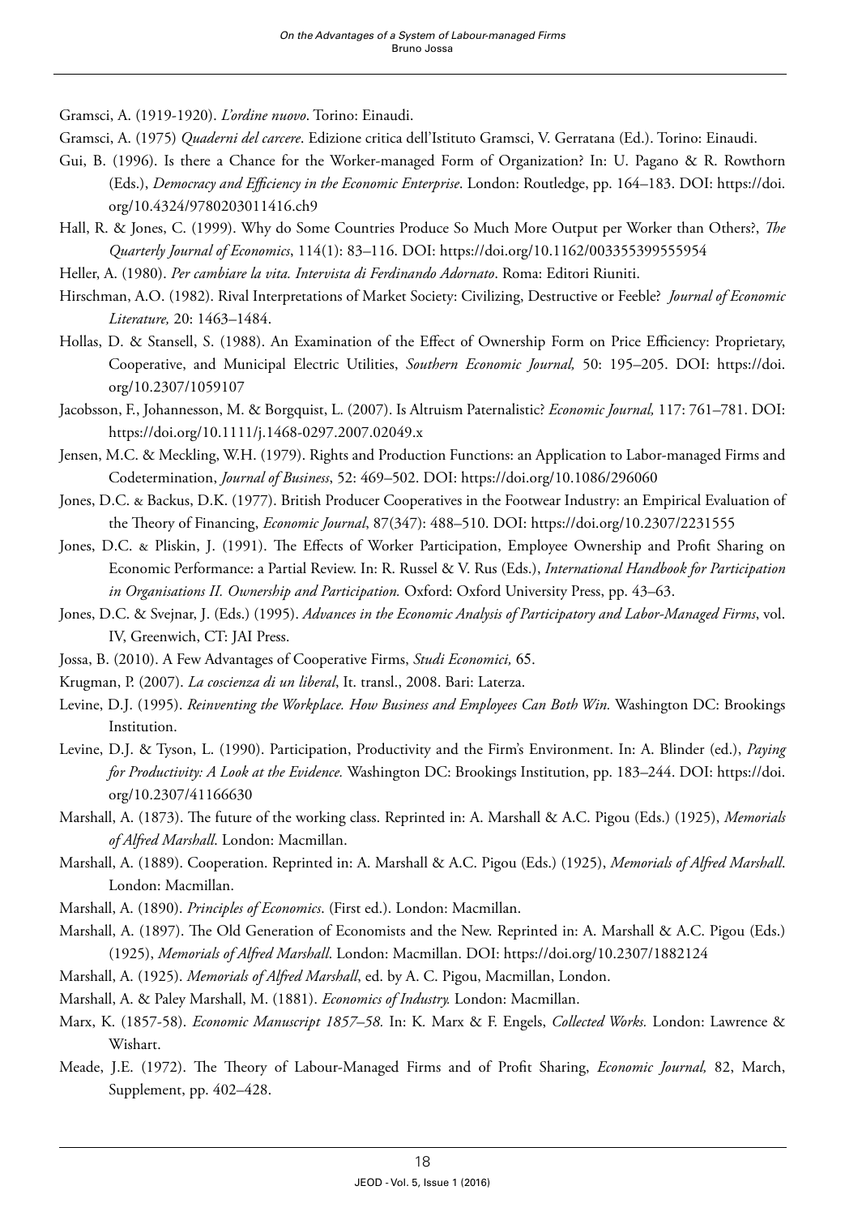Gramsci, A. (1919-1920). *L'ordine nuovo*. Torino: Einaudi.

Gramsci, A. (1975) *Quaderni del carcere*. Edizione critica dell'Istituto Gramsci, V. Gerratana (Ed.). Torino: Einaudi.

Gui, B. (1996). Is there a Chance for the Worker-managed Form of Organization? In: U. Pagano & R. Rowthorn (Eds.), *Democracy and Efficiency in the Economic Enterprise*. London: Routledge, pp. 164–183. DOI: https://doi.org/10.4324/9780203011416.ch9

Hall, R. & Jones, C. (1999). Why do Some Countries Produce So Much More Output per Worker than Others?, *The Quarterly Journal of Economics*, 114(1): 83–116. DOI: https://doi.org/10.1162/003355399555954

Heller, A. (1980). *Per cambiare la vita. Intervista di Ferdinando Adornato*. Roma: Editori Riuniti.

Hirschman, A.O. (1982). Rival Interpretations of Market Society: Civilizing, Destructive or Feeble? *Journal of Economic Literature,* 20: 1463–1484.

Hollas, D. & Stansell, S. (1988). An Examination of the Effect of Ownership Form on Price Efficiency: Proprietary, Cooperative, and Municipal Electric Utilities, *Southern Economic Journal,* 50: 195–205. DOI: https://doi.org/10.2307/1059107

Jacobsson, F., Johannesson, M. & Borgquist, L. (2007). Is Altruism Paternalistic? *Economic Journal,* 117: 761–781. DOI: https://doi.org/10.1111/j.1468-0297.2007.02049.x

Jensen, M.C. & Meckling, W.H. (1979). Rights and Production Functions: an Application to Labor-managed Firms and Codetermination, *Journal of Business*, 52: 469–502. DOI: https://doi.org/10.1086/296060

Jones, D.C. & Backus, D.K. (1977). British Producer Cooperatives in the Footwear Industry: an Empirical Evaluation of the Theory of Financing, *Economic Journal*, 87(347): 488–510. DOI: https://doi.org/10.2307/2231555

Jones, D.C. & Pliskin, J. (1991). The Effects of Worker Participation, Employee Ownership and Profit Sharing on Economic Performance: a Partial Review. In: R. Russel & V. Rus (Eds.), *International Handbook for Participation in Organisations II. Ownership and Participation.* Oxford: Oxford University Press, pp. 43–63.

Jones, D.C. & Svejnar, J. (Eds.) (1995). *Advances in the Economic Analysis of Participatory and Labor-Managed Firms*, vol. IV, Greenwich, CT: JAI Press.

Jossa, B. (2010). A Few Advantages of Cooperative Firms, *Studi Economici,* 65.

Krugman, P. (2007). *La coscienza di un liberal*, It. transl., 2008. Bari: Laterza.

Levine, D.J. (1995). *Reinventing the Workplace. How Business and Employees Can Both Win.* Washington DC: Brookings Institution.

Levine, D.J. & Tyson, L. (1990). Participation, Productivity and the Firm's Environment. In: A. Blinder (ed.), *Paying for Productivity: A Look at the Evidence.* Washington DC: Brookings Institution, pp. 183–244. DOI: https://doi.org/10.2307/41166630

Marshall, A. (1873). The future of the working class. Reprinted in: A. Marshall & A.C. Pigou (Eds.) (1925), *Memorials of Alfred Marshall*. London: Macmillan.

Marshall, A. (1889). Cooperation. Reprinted in: A. Marshall & A.C. Pigou (Eds.) (1925), *Memorials of Alfred Marshall*. London: Macmillan.

Marshall, A. (1890). *Principles of Economics*. (First ed.). London: Macmillan.

Marshall, A. (1897). The Old Generation of Economists and the New. Reprinted in: A. Marshall & A.C. Pigou (Eds.) (1925), *Memorials of Alfred Marshall*. London: Macmillan. DOI: https://doi.org/10.2307/1882124

Marshall, A. (1925). *Memorials of Alfred Marshall*, ed. by A. C. Pigou, Macmillan, London.

Marshall, A. & Paley Marshall, M. (1881). *Economics of Industry.* London: Macmillan.

Marx, K. (1857-58). *Economic Manuscript 1857–58.* In: K. Marx & F. Engels, *Collected Works.* London: Lawrence & Wishart.

Meade, J.E. (1972). The Theory of Labour-Managed Firms and of Profit Sharing, *Economic Journal,* 82, March, Supplement, pp. 402–428.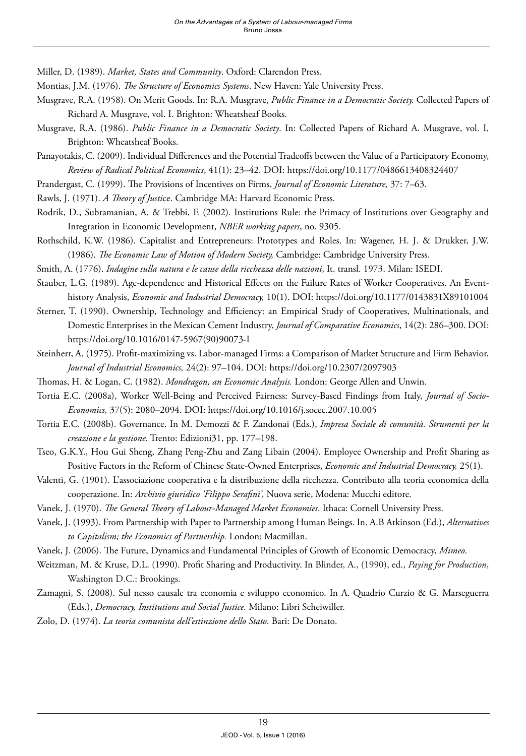Miller, D. (1989). *Market, States and Community*. Oxford: Clarendon Press.

Montias, J.M. (1976). *The Structure of Economics Systems*. New Haven: Yale University Press.

Musgrave, R.A. (1958). On Merit Goods. In: R.A. Musgrave, *Public Finance in a Democratic Society.* Collected Papers of Richard A. Musgrave, vol. I. Brighton: Wheatsheaf Books.

Musgrave, R.A. (1986). *Public Finance in a Democratic Society*. In: Collected Papers of Richard A. Musgrave, vol. I, Brighton: Wheatsheaf Books.

Panayotakis, C. (2009). Individual Differences and the Potential Tradeoffs between the Value of a Participatory Economy, *Review of Radical Political Economics*, 41(1): 23–42. DOI: https://doi.org/10.1177/0486613408324407

Prandergast, C. (1999). The Provisions of Incentives on Firms, *Journal of Economic Literature,* 37: 7–63.

Rawls, J. (1971). *A Theory of Justic*e. Cambridge MA: Harvard Economic Press.

Rodrik, D., Subramanian, A. & Trebbi, F. (2002). Institutions Rule: the Primacy of Institutions over Geography and Integration in Economic Development, *NBER working papers*, no. 9305.

Rothschild, K.W. (1986). Capitalist and Entrepreneurs: Prototypes and Roles. In: Wagener, H. J. & Drukker, J.W. (1986). *The Economic Law of Motion of Modern Society,* Cambridge: Cambridge University Press.

Smith, A. (1776). *Indagine sulla natura e le cause della ricchezza delle nazioni*, It. transl. 1973. Milan: ISEDI.

Stauber, L.G. (1989). Age-dependence and Historical Effects on the Failure Rates of Worker Cooperatives. An Event-history Analysis, *Economic and Industrial Democracy,* 10(1). DOI: https://doi.org/10.1177/0143831X89101004

Sterner, T. (1990). Ownership, Technology and Efficiency: an Empirical Study of Cooperatives, Multinationals, and Domestic Enterprises in the Mexican Cement Industry, *Journal of Comparative Economics*, 14(2): 286–300. DOI: https://doi.org/10.1016/0147-5967(90)90073-I

Steinherr, A. (1975). Profit-maximizing vs. Labor-managed Firms: a Comparison of Market Structure and Firm Behavior, *Journal of Industrial Economics,* 24(2): 97–104. DOI: https://doi.org/10.2307/2097903

Thomas, H. & Logan, C. (1982). *Mondragon, an Economic Analysis.* London: George Allen and Unwin.

Tortia E.C. (2008a), Worker Well-Being and Perceived Fairness: Survey-Based Findings from Italy, *Journal of Socio-Economics,* 37(5): 2080–2094. DOI: https://doi.org/10.1016/j.socec.2007.10.005

Tortia E.C. (2008b). Governance. In M. Demozzi & F. Zandonai (Eds.), *Impresa Sociale di comunità. Strumenti per la creazione e la gestione*. Trento: Edizioni31, pp. 177–198.

Tseo, G.K.Y., Hou Gui Sheng, Zhang Peng-Zhu and Zang Libain (2004). Employee Ownership and Profit Sharing as Positive Factors in the Reform of Chinese State-Owned Enterprises, *Economic and Industrial Democracy,* 25(1).

Valenti, G. (1901). L'associazione cooperativa e la distribuzione della ricchezza. Contributo alla teoria economica della cooperazione. In: *Archivio giuridico 'Filippo Serafini'*, Nuova serie, Modena: Mucchi editore.

Vanek, J. (1970). *The General Theory of Labour-Managed Market Economies*. Ithaca: Cornell University Press.

Vanek, J. (1993). From Partnership with Paper to Partnership among Human Beings. In. A.B Atkinson (Ed.), *Alternatives to Capitalism; the Economics of Partnership.* London: Macmillan.

Vanek, J. (2006). The Future, Dynamics and Fundamental Principles of Growth of Economic Democracy, *Mimeo*.

Weitzman, M. & Kruse, D.L. (1990). Profit Sharing and Productivity. In Blinder, A., (1990), ed., *Paying for Production*, Washington D.C.: Brookings.

Zamagni, S. (2008). Sul nesso causale tra economia e sviluppo economico. In A. Quadrio Curzio & G. Marseguerra (Eds.), *Democracy, Institutions and Social Justice.* Milano: Libri Scheiwiller.

Zolo, D. (1974). *La teoria comunista dell'estinzione dello Stato*. Bari: De Donato.